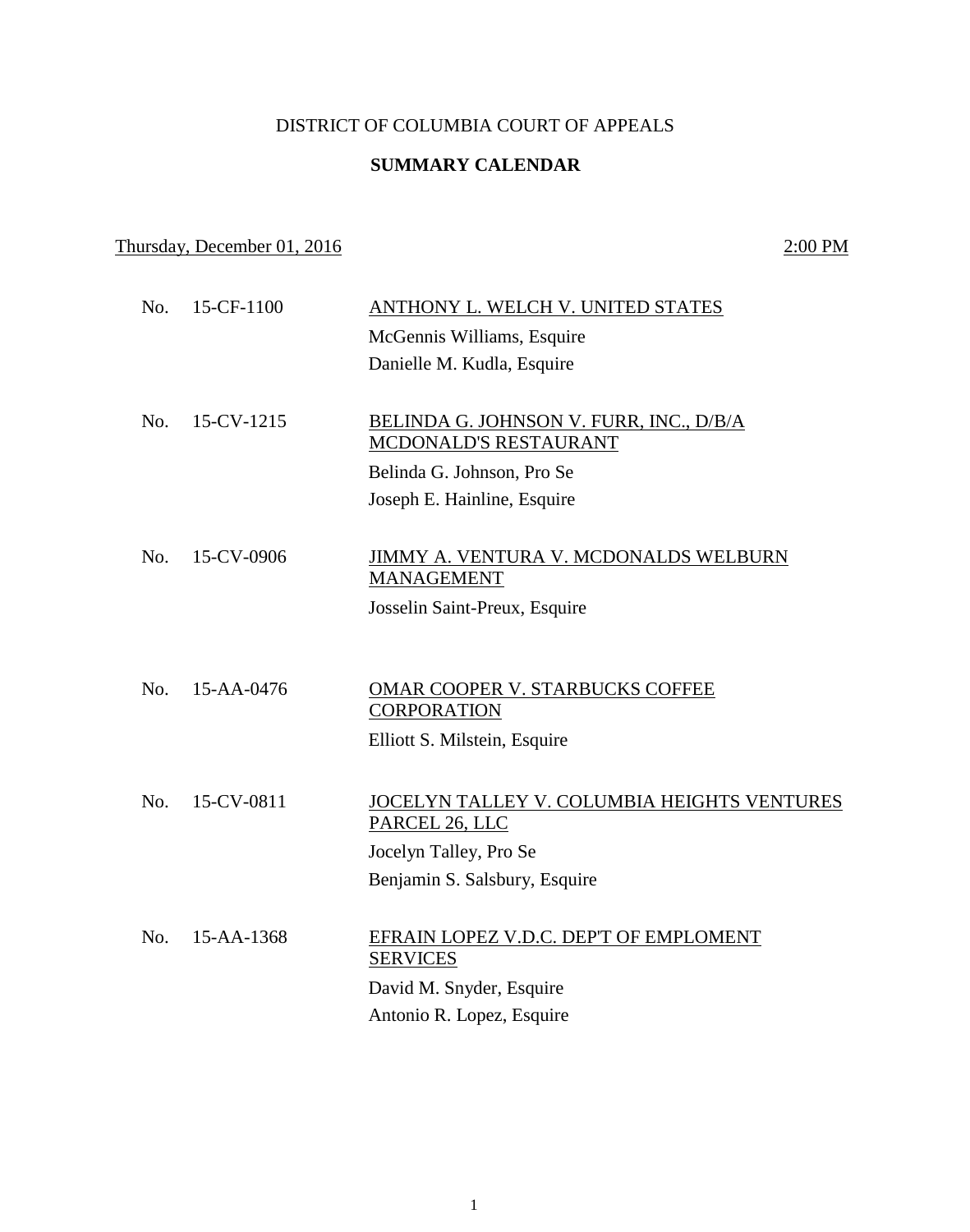DISTRICT OF COLUMBIA COURT OF APPEALS

**SUMMARY CALENDAR**

Thursday, December 01, 2016 — 2:00 PM

No. 15-CF-1100 — ANTHONY L. WELCH V. UNITED STATES
McGennis Williams, Esquire
Danielle M. Kudla, Esquire

No. 15-CV-1215 — BELINDA G. JOHNSON V. FURR, INC., D/B/A MCDONALD'S RESTAURANT
Belinda G. Johnson, Pro Se
Joseph E. Hainline, Esquire

No. 15-CV-0906 — JIMMY A. VENTURA V. MCDONALDS WELBURN MANAGEMENT
Josselin Saint-Preux, Esquire

No. 15-AA-0476 — OMAR COOPER V. STARBUCKS COFFEE CORPORATION
Elliott S. Milstein, Esquire

No. 15-CV-0811 — JOCELYN TALLEY V. COLUMBIA HEIGHTS VENTURES PARCEL 26, LLC
Jocelyn Talley, Pro Se
Benjamin S. Salsbury, Esquire

No. 15-AA-1368 — EFRAIN LOPEZ V.D.C. DEP'T OF EMPLOMENT SERVICES
David M. Snyder, Esquire
Antonio R. Lopez, Esquire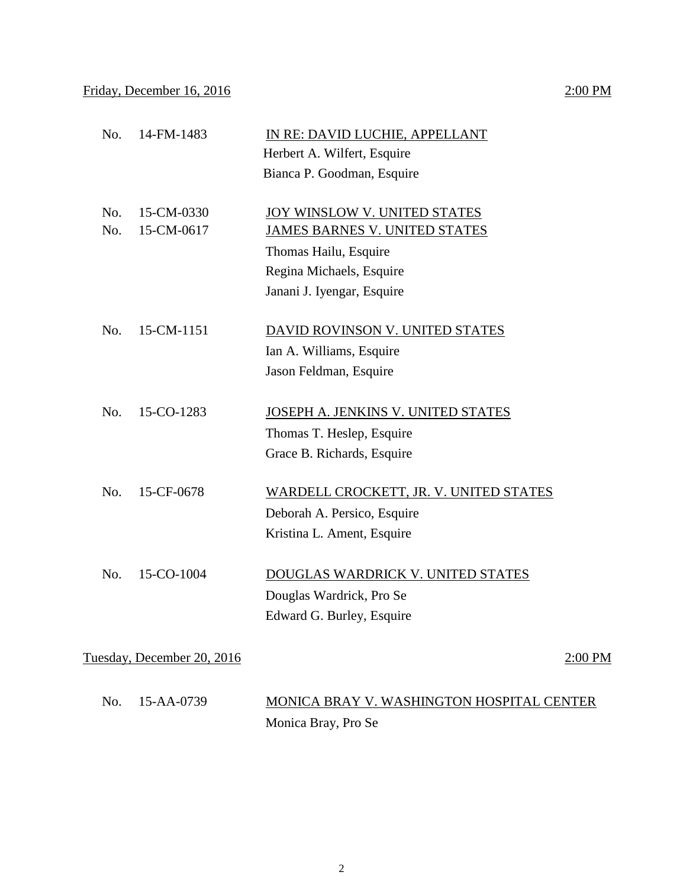Friday, December 16, 2016 2:00 PM

No. 14-FM-1483 IN RE: DAVID LUCHIE, APPELLANT
Herbert A. Wilfert, Esquire
Bianca P. Goodman, Esquire

No. 15-CM-0330 JOY WINSLOW V. UNITED STATES
No. 15-CM-0617 JAMES BARNES V. UNITED STATES
Thomas Hailu, Esquire
Regina Michaels, Esquire
Janani J. Iyengar, Esquire

No. 15-CM-1151 DAVID ROVINSON V. UNITED STATES
Ian A. Williams, Esquire
Jason Feldman, Esquire

No. 15-CO-1283 JOSEPH A. JENKINS V. UNITED STATES
Thomas T. Heslep, Esquire
Grace B. Richards, Esquire

No. 15-CF-0678 WARDELL CROCKETT, JR. V. UNITED STATES
Deborah A. Persico, Esquire
Kristina L. Ament, Esquire

No. 15-CO-1004 DOUGLAS WARDRICK V. UNITED STATES
Douglas Wardrick, Pro Se
Edward G. Burley, Esquire

Tuesday, December 20, 2016 2:00 PM

No. 15-AA-0739 MONICA BRAY V. WASHINGTON HOSPITAL CENTER
Monica Bray, Pro Se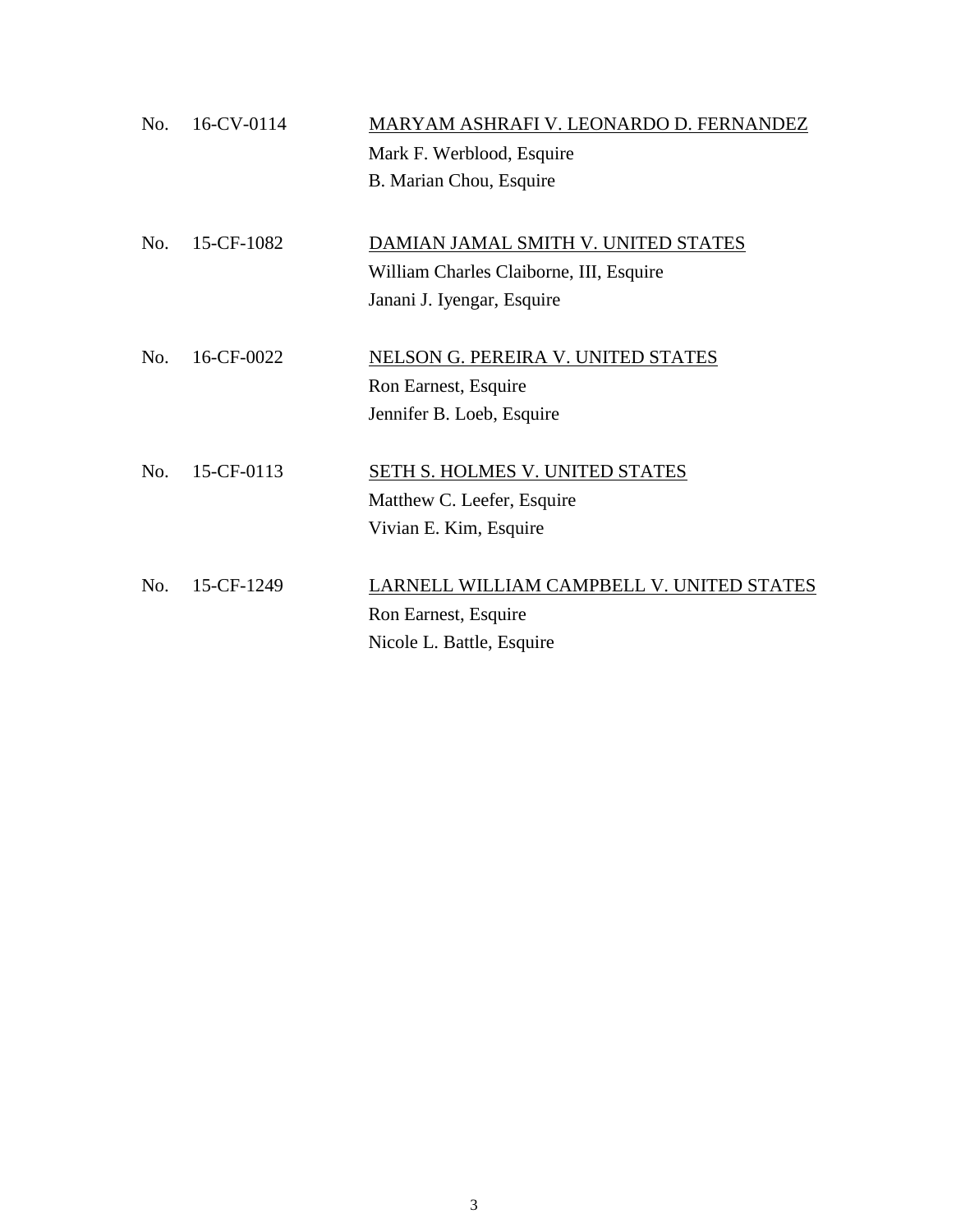No. 16-CV-0114 <u>MARYAM ASHRAFI V. LEONARDO D. FERNANDEZ</u>
Mark F. Werblood, Esquire
B. Marian Chou, Esquire

No. 15-CF-1082 <u>DAMIAN JAMAL SMITH V. UNITED STATES</u>
William Charles Claiborne, III, Esquire
Janani J. Iyengar, Esquire

No. 16-CF-0022 <u>NELSON G. PEREIRA V. UNITED STATES</u>
Ron Earnest, Esquire
Jennifer B. Loeb, Esquire

No. 15-CF-0113 <u>SETH S. HOLMES V. UNITED STATES</u>
Matthew C. Leefer, Esquire
Vivian E. Kim, Esquire

No. 15-CF-1249 <u>LARNELL WILLIAM CAMPBELL V. UNITED STATES</u>
Ron Earnest, Esquire
Nicole L. Battle, Esquire